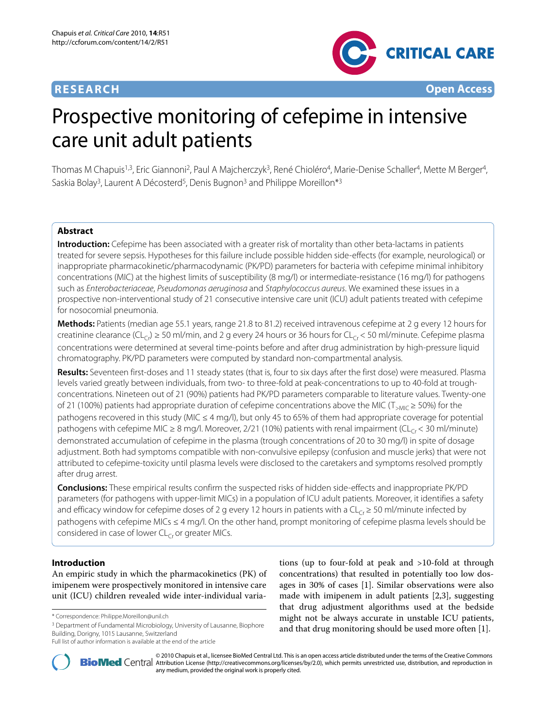RESEARCH

Open Access

# Prospective monitoring of cefepime in intensive care unit adult patients

Thomas M Chapuis[1,3], Eric Giannoni[2], Paul A Majcherczyk[3], René Chioléro[4], Marie-Denise Schaller[4], Mette M Berger[4], Saskia Bolay[3], Laurent A Décosterd[5], Denis Bugnon[3] and Philippe Moreillon*[3]

## Abstract

**Introduction:** Cefepime has been associated with a greater risk of mortality than other beta-lactams in patients treated for severe sepsis. Hypotheses for this failure include possible hidden side-effects (for example, neurological) or inappropriate pharmacokinetic/pharmacodynamic (PK/PD) parameters for bacteria with cefepime minimal inhibitory concentrations (MIC) at the highest limits of susceptibility (8 mg/l) or intermediate-resistance (16 mg/l) for pathogens such as *Enterobacteriaceae*, *Pseudomonas aeruginosa* and *Staphylococcus aureus*. We examined these issues in a prospective non-interventional study of 21 consecutive intensive care unit (ICU) adult patients treated with cefepime for nosocomial pneumonia.

**Methods:** Patients (median age 55.1 years, range 21.8 to 81.2) received intravenous cefepime at 2 g every 12 hours for creatinine clearance ($CL_{Cr}$) ≥ 50 ml/min, and 2 g every 24 hours or 36 hours for $CL_{Cr}$ < 50 ml/minute. Cefepime plasma concentrations were determined at several time-points before and after drug administration by high-pressure liquid chromatography. PK/PD parameters were computed by standard non-compartmental analysis.

**Results:** Seventeen first-doses and 11 steady states (that is, four to six days after the first dose) were measured. Plasma levels varied greatly between individuals, from two- to three-fold at peak-concentrations to up to 40-fold at trough-concentrations. Nineteen out of 21 (90%) patients had PK/PD parameters comparable to literature values. Twenty-one of 21 (100%) patients had appropriate duration of cefepime concentrations above the MIC ($T_{>MIC}$ ≥ 50%) for the pathogens recovered in this study (MIC ≤ 4 mg/l), but only 45 to 65% of them had appropriate coverage for potential pathogens with cefepime MIC ≥ 8 mg/l. Moreover, 2/21 (10%) patients with renal impairment ($CL_{Cr}$ < 30 ml/minute) demonstrated accumulation of cefepime in the plasma (trough concentrations of 20 to 30 mg/l) in spite of dosage adjustment. Both had symptoms compatible with non-convulsive epilepsy (confusion and muscle jerks) that were not attributed to cefepime-toxicity until plasma levels were disclosed to the caretakers and symptoms resolved promptly after drug arrest.

**Conclusions:** These empirical results confirm the suspected risks of hidden side-effects and inappropriate PK/PD parameters (for pathogens with upper-limit MICs) in a population of ICU adult patients. Moreover, it identifies a safety and efficacy window for cefepime doses of 2 g every 12 hours in patients with a $CL_{Cr}$ ≥ 50 ml/minute infected by pathogens with cefepime MICs ≤ 4 mg/l. On the other hand, prompt monitoring of cefepime plasma levels should be considered in case of lower $CL_{Cr}$ or greater MICs.

## Introduction

An empiric study in which the pharmacokinetics (PK) of imipenem were prospectively monitored in intensive care unit (ICU) children revealed wide inter-individual variations (up to four-fold at peak and >10-fold at through concentrations) that resulted in potentially too low dosages in 30% of cases [1]. Similar observations were also made with imipenem in adult patients [2,3], suggesting that drug adjustment algorithms used at the bedside might not be always accurate in unstable ICU patients, and that drug monitoring should be used more often [1].

* Correspondence: Philippe.Moreillon@unil.ch

[3] Department of Fundamental Microbiology, University of Lausanne, Biophore Building, Dorigny, 1015 Lausanne, Switzerland

Full list of author information is available at the end of the article

© 2010 Chapuis et al., licensee BioMed Central Ltd. This is an open access article distributed under the terms of the Creative Commons Attribution License (http://creativecommons.org/licenses/by/2.0), which permits unrestricted use, distribution, and reproduction in any medium, provided the original work is properly cited.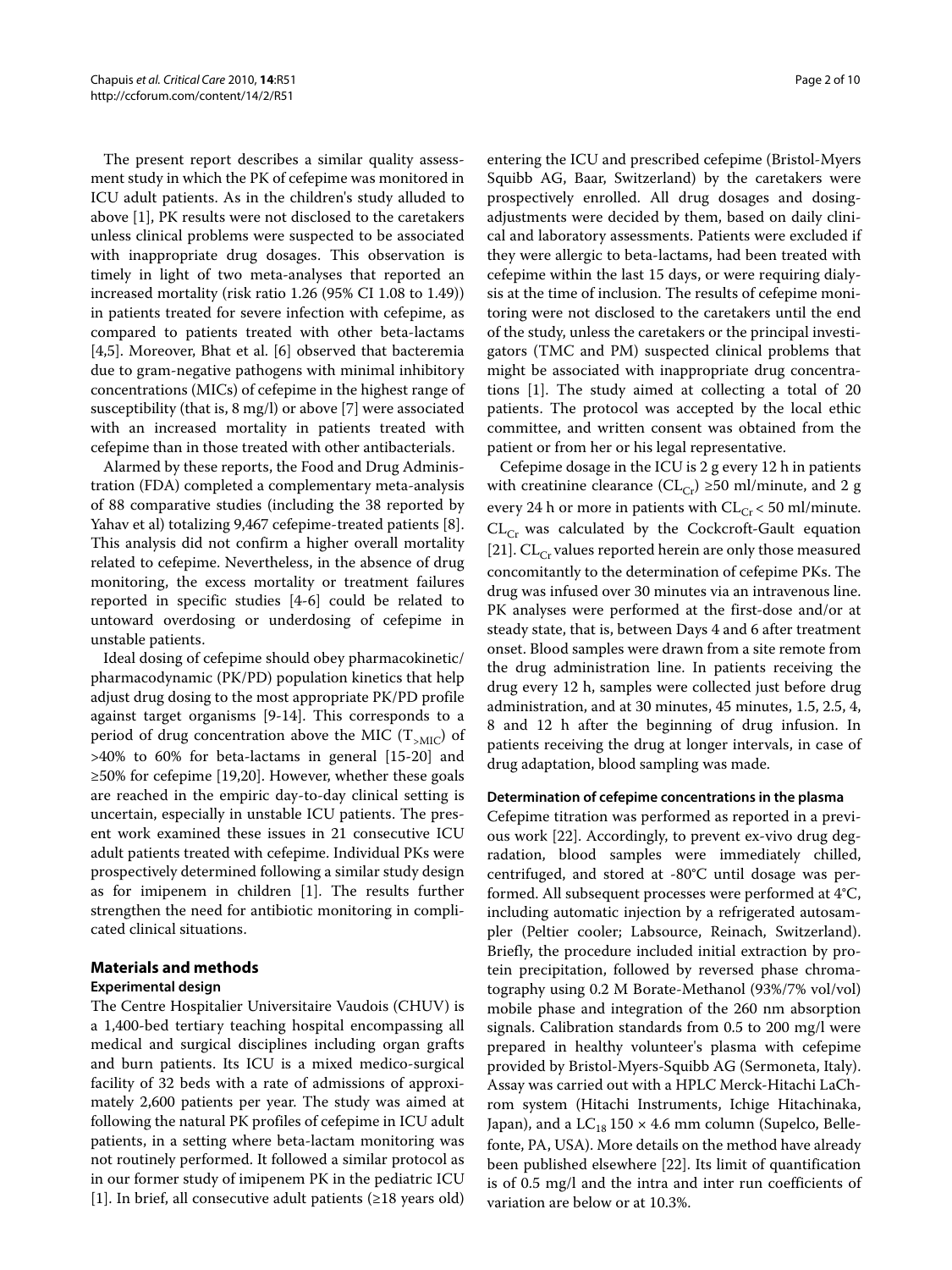The present report describes a similar quality assessment study in which the PK of cefepime was monitored in ICU adult patients. As in the children's study alluded to above [1], PK results were not disclosed to the caretakers unless clinical problems were suspected to be associated with inappropriate drug dosages. This observation is timely in light of two meta-analyses that reported an increased mortality (risk ratio 1.26 (95% CI 1.08 to 1.49)) in patients treated for severe infection with cefepime, as compared to patients treated with other beta-lactams [4,5]. Moreover, Bhat et al. [6] observed that bacteremia due to gram-negative pathogens with minimal inhibitory concentrations (MICs) of cefepime in the highest range of susceptibility (that is, 8 mg/l) or above [7] were associated with an increased mortality in patients treated with cefepime than in those treated with other antibacterials.

Alarmed by these reports, the Food and Drug Administration (FDA) completed a complementary meta-analysis of 88 comparative studies (including the 38 reported by Yahav et al) totalizing 9,467 cefepime-treated patients [8]. This analysis did not confirm a higher overall mortality related to cefepime. Nevertheless, in the absence of drug monitoring, the excess mortality or treatment failures reported in specific studies [4-6] could be related to untoward overdosing or underdosing of cefepime in unstable patients.

Ideal dosing of cefepime should obey pharmacokinetic/pharmacodynamic (PK/PD) population kinetics that help adjust drug dosing to the most appropriate PK/PD profile against target organisms [9-14]. This corresponds to a period of drug concentration above the MIC ($T_{>MIC}$) of >40% to 60% for beta-lactams in general [15-20] and ≥50% for cefepime [19,20]. However, whether these goals are reached in the empiric day-to-day clinical setting is uncertain, especially in unstable ICU patients. The present work examined these issues in 21 consecutive ICU adult patients treated with cefepime. Individual PKs were prospectively determined following a similar study design as for imipenem in children [1]. The results further strengthen the need for antibiotic monitoring in complicated clinical situations.

## Materials and methods

### Experimental design

The Centre Hospitalier Universitaire Vaudois (CHUV) is a 1,400-bed tertiary teaching hospital encompassing all medical and surgical disciplines including organ grafts and burn patients. Its ICU is a mixed medico-surgical facility of 32 beds with a rate of admissions of approximately 2,600 patients per year. The study was aimed at following the natural PK profiles of cefepime in ICU adult patients, in a setting where beta-lactam monitoring was not routinely performed. It followed a similar protocol as in our former study of imipenem PK in the pediatric ICU [1]. In brief, all consecutive adult patients (≥18 years old) entering the ICU and prescribed cefepime (Bristol-Myers Squibb AG, Baar, Switzerland) by the caretakers were prospectively enrolled. All drug dosages and dosing-adjustments were decided by them, based on daily clinical and laboratory assessments. Patients were excluded if they were allergic to beta-lactams, had been treated with cefepime within the last 15 days, or were requiring dialysis at the time of inclusion. The results of cefepime monitoring were not disclosed to the caretakers until the end of the study, unless the caretakers or the principal investigators (TMC and PM) suspected clinical problems that might be associated with inappropriate drug concentrations [1]. The study aimed at collecting a total of 20 patients. The protocol was accepted by the local ethic committee, and written consent was obtained from the patient or from her or his legal representative.

Cefepime dosage in the ICU is 2 g every 12 h in patients with creatinine clearance ($CL_{Cr}$) ≥50 ml/minute, and 2 g every 24 h or more in patients with $CL_{Cr}$ < 50 ml/minute. $CL_{Cr}$ was calculated by the Cockcroft-Gault equation [21]. $CL_{Cr}$ values reported herein are only those measured concomitantly to the determination of cefepime PKs. The drug was infused over 30 minutes via an intravenous line. PK analyses were performed at the first-dose and/or at steady state, that is, between Days 4 and 6 after treatment onset. Blood samples were drawn from a site remote from the drug administration line. In patients receiving the drug every 12 h, samples were collected just before drug administration, and at 30 minutes, 45 minutes, 1.5, 2.5, 4, 8 and 12 h after the beginning of drug infusion. In patients receiving the drug at longer intervals, in case of drug adaptation, blood sampling was made.

### Determination of cefepime concentrations in the plasma

Cefepime titration was performed as reported in a previous work [22]. Accordingly, to prevent ex-vivo drug degradation, blood samples were immediately chilled, centrifuged, and stored at -80°C until dosage was performed. All subsequent processes were performed at 4°C, including automatic injection by a refrigerated autosampler (Peltier cooler; Labsource, Reinach, Switzerland). Briefly, the procedure included initial extraction by protein precipitation, followed by reversed phase chromatography using 0.2 M Borate-Methanol (93%/7% vol/vol) mobile phase and integration of the 260 nm absorption signals. Calibration standards from 0.5 to 200 mg/l were prepared in healthy volunteer's plasma with cefepime provided by Bristol-Myers-Squibb AG (Sermoneta, Italy). Assay was carried out with a HPLC Merck-Hitachi LaChrom system (Hitachi Instruments, Ichige Hitachinaka, Japan), and a $LC_{18}$ 150 × 4.6 mm column (Supelco, Bellefonte, PA, USA). More details on the method have already been published elsewhere [22]. Its limit of quantification is of 0.5 mg/l and the intra and inter run coefficients of variation are below or at 10.3%.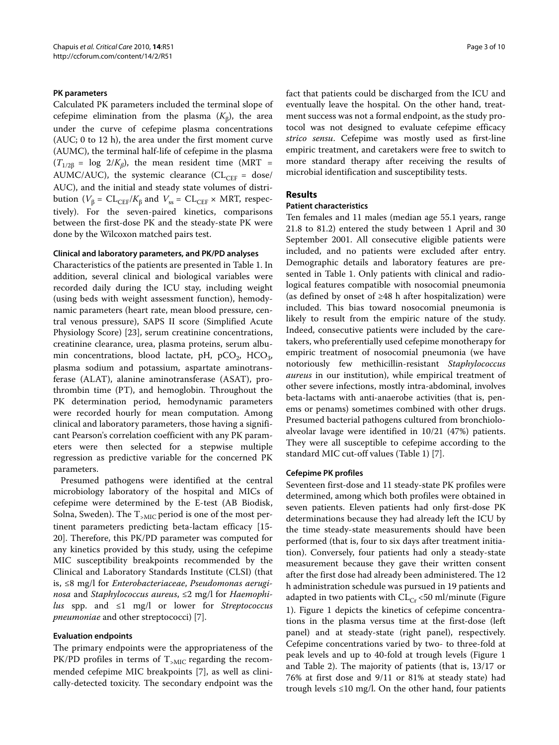#### PK parameters

Calculated PK parameters included the terminal slope of cefepime elimination from the plasma ($K_\beta$), the area under the curve of cefepime plasma concentrations (AUC; 0 to 12 h), the area under the first moment curve (AUMC), the terminal half-life of cefepime in the plasma ($T_{1/2\beta}$ = log $2/K_\beta$), the mean resident time (MRT = AUMC/AUC), the systemic clearance ($CL_{CEF}$ = dose/AUC), and the initial and steady state volumes of distribution ($V_\beta = CL_{CEF}/K_\beta$ and $V_{ss} = CL_{CEF} \times$ MRT, respectively). For the seven-paired kinetics, comparisons between the first-dose PK and the steady-state PK were done by the Wilcoxon matched pairs test.

#### Clinical and laboratory parameters, and PK/PD analyses

Characteristics of the patients are presented in Table 1. In addition, several clinical and biological variables were recorded daily during the ICU stay, including weight (using beds with weight assessment function), hemodynamic parameters (heart rate, mean blood pressure, central venous pressure), SAPS II score (Simplified Acute Physiology Score) [23], serum creatinine concentrations, creatinine clearance, urea, plasma proteins, serum albumin concentrations, blood lactate, pH, $pCO_2$, $HCO_3$, plasma sodium and potassium, aspartate aminotransferase (ALAT), alanine aminotransferase (ASAT), prothrombin time (PT), and hemoglobin. Throughout the PK determination period, hemodynamic parameters were recorded hourly for mean computation. Among clinical and laboratory parameters, those having a significant Pearson's correlation coefficient with any PK parameters were then selected for a stepwise multiple regression as predictive variable for the concerned PK parameters.

Presumed pathogens were identified at the central microbiology laboratory of the hospital and MICs of cefepime were determined by the E-test (AB Biodisk, Solna, Sweden). The $T_{>MIC}$ period is one of the most pertinent parameters predicting beta-lactam efficacy [15-20]. Therefore, this PK/PD parameter was computed for any kinetics provided by this study, using the cefepime MIC susceptibility breakpoints recommended by the Clinical and Laboratory Standards Institute (CLSI) (that is, ≤8 mg/l for *Enterobacteriaceae*, *Pseudomonas aeruginosa* and *Staphylococcus aureus*, ≤2 mg/l for *Haemophilus* spp. and ≤1 mg/l or lower for *Streptococcus pneumoniae* and other streptococci) [7].

#### Evaluation endpoints

The primary endpoints were the appropriateness of the PK/PD profiles in terms of $T_{>MIC}$ regarding the recommended cefepime MIC breakpoints [7], as well as clinically-detected toxicity. The secondary endpoint was the fact that patients could be discharged from the ICU and eventually leave the hospital. On the other hand, treatment success was not a formal endpoint, as the study protocol was not designed to evaluate cefepime efficacy *strico sensu*. Cefepime was mostly used as first-line empiric treatment, and caretakers were free to switch to more standard therapy after receiving the results of microbial identification and susceptibility tests.

## Results

#### Patient characteristics

Ten females and 11 males (median age 55.1 years, range 21.8 to 81.2) entered the study between 1 April and 30 September 2001. All consecutive eligible patients were included, and no patients were excluded after entry. Demographic details and laboratory features are presented in Table 1. Only patients with clinical and radiological features compatible with nosocomial pneumonia (as defined by onset of ≥48 h after hospitalization) were included. This bias toward nosocomial pneumonia is likely to result from the empiric nature of the study. Indeed, consecutive patients were included by the caretakers, who preferentially used cefepime monotherapy for empiric treatment of nosocomial pneumonia (we have notoriously few methicillin-resistant *Staphylococcus aureus* in our institution), while empirical treatment of other severe infections, mostly intra-abdominal, involves beta-lactams with anti-anaerobe activities (that is, penems or penams) sometimes combined with other drugs. Presumed bacterial pathogens cultured from bronchioloalveolar lavage were identified in 10/21 (47%) patients. They were all susceptible to cefepime according to the standard MIC cut-off values (Table 1) [7].

#### Cefepime PK profiles

Seventeen first-dose and 11 steady-state PK profiles were determined, among which both profiles were obtained in seven patients. Eleven patients had only first-dose PK determinations because they had already left the ICU by the time steady-state measurements should have been performed (that is, four to six days after treatment initiation). Conversely, four patients had only a steady-state measurement because they gave their written consent after the first dose had already been administered. The 12 h administration schedule was pursued in 19 patients and adapted in two patients with $CL_{Cr}$ <50 ml/minute (Figure 1). Figure 1 depicts the kinetics of cefepime concentrations in the plasma versus time at the first-dose (left panel) and at steady-state (right panel), respectively. Cefepime concentrations varied by two- to three-fold at peak levels and up to 40-fold at trough levels (Figure 1 and Table 2). The majority of patients (that is, 13/17 or 76% at first dose and 9/11 or 81% at steady state) had trough levels ≤10 mg/l. On the other hand, four patients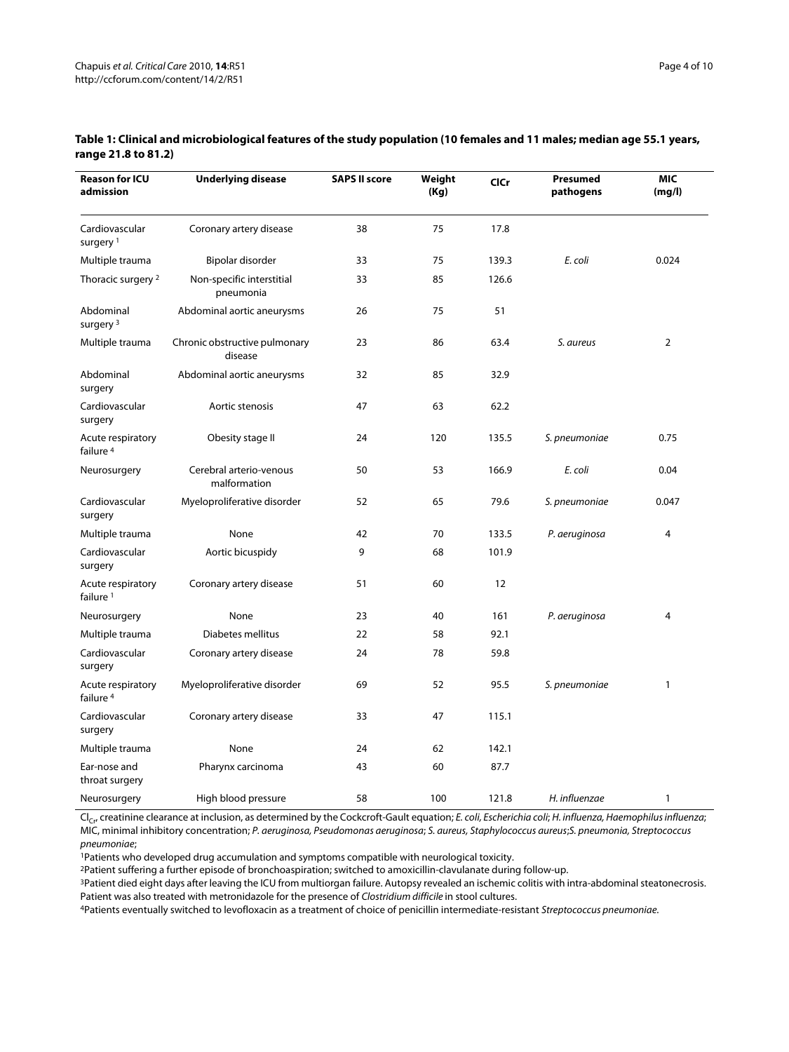**Table 1: Clinical and microbiological features of the study population (10 females and 11 males; median age 55.1 years, range 21.8 to 81.2)**

| Reason for ICU admission | Underlying disease | SAPS II score | Weight (Kg) | ClCr | Presumed pathogens | MIC (mg/l) |
|---|---|---|---|---|---|---|
| Cardiovascular surgery [1] | Coronary artery disease | 38 | 75 | 17.8 | | |
| Multiple trauma | Bipolar disorder | 33 | 75 | 139.3 | *E. coli* | 0.024 |
| Thoracic surgery [2] | Non-specific interstitial pneumonia | 33 | 85 | 126.6 | | |
| Abdominal surgery [3] | Abdominal aortic aneurysms | 26 | 75 | 51 | | |
| Multiple trauma | Chronic obstructive pulmonary disease | 23 | 86 | 63.4 | *S. aureus* | 2 |
| Abdominal surgery | Abdominal aortic aneurysms | 32 | 85 | 32.9 | | |
| Cardiovascular surgery | Aortic stenosis | 47 | 63 | 62.2 | | |
| Acute respiratory failure [4] | Obesity stage II | 24 | 120 | 135.5 | *S. pneumoniae* | 0.75 |
| Neurosurgery | Cerebral arterio-venous malformation | 50 | 53 | 166.9 | *E. coli* | 0.04 |
| Cardiovascular surgery | Myeloproliferative disorder | 52 | 65 | 79.6 | *S. pneumoniae* | 0.047 |
| Multiple trauma | None | 42 | 70 | 133.5 | *P. aeruginosa* | 4 |
| Cardiovascular surgery | Aortic bicuspidy | 9 | 68 | 101.9 | | |
| Acute respiratory failure [1] | Coronary artery disease | 51 | 60 | 12 | | |
| Neurosurgery | None | 23 | 40 | 161 | *P. aeruginosa* | 4 |
| Multiple trauma | Diabetes mellitus | 22 | 58 | 92.1 | | |
| Cardiovascular surgery | Coronary artery disease | 24 | 78 | 59.8 | | |
| Acute respiratory failure [4] | Myeloproliferative disorder | 69 | 52 | 95.5 | *S. pneumoniae* | 1 |
| Cardiovascular surgery | Coronary artery disease | 33 | 47 | 115.1 | | |
| Multiple trauma | None | 24 | 62 | 142.1 | | |
| Ear-nose and throat surgery | Pharynx carcinoma | 43 | 60 | 87.7 | | |
| Neurosurgery | High blood pressure | 58 | 100 | 121.8 | *H. influenzae* | 1 |

$Cl_{Cr}$, creatinine clearance at inclusion, as determined by the Cockcroft-Gault equation; *E. coli, Escherichia coli*; *H. influenza, Haemophilus influenza*; MIC, minimal inhibitory concentration; *P. aeruginosa, Pseudomonas aeruginosa*; *S. aureus, Staphylococcus aureus*; *S. pneumonia, Streptococcus pneumoniae*;

[1]Patients who developed drug accumulation and symptoms compatible with neurological toxicity.

[2]Patient suffering a further episode of bronchoaspiration; switched to amoxicillin-clavulanate during follow-up.

[3]Patient died eight days after leaving the ICU from multiorgan failure. Autopsy revealed an ischemic colitis with intra-abdominal steatonecrosis. Patient was also treated with metronidazole for the presence of *Clostridium difficile* in stool cultures.

[4]Patients eventually switched to levofloxacin as a treatment of choice of penicillin intermediate-resistant *Streptococcus pneumoniae*.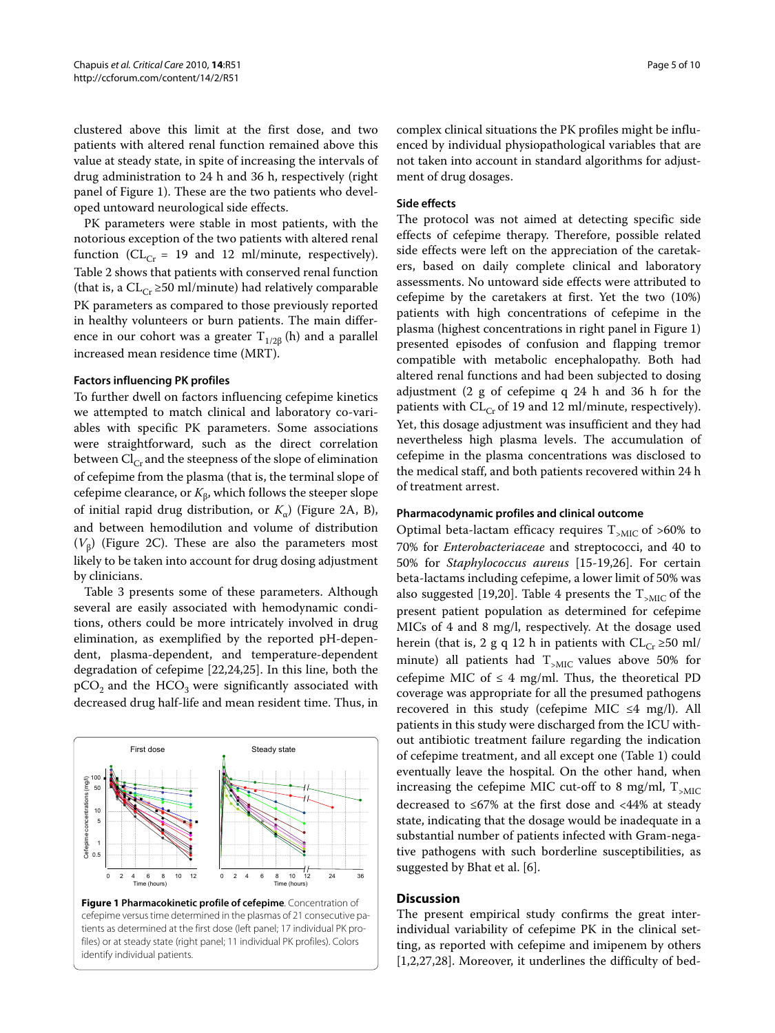clustered above this limit at the first dose, and two patients with altered renal function remained above this value at steady state, in spite of increasing the intervals of drug administration to 24 h and 36 h, respectively (right panel of Figure 1). These are the two patients who developed untoward neurological side effects.

PK parameters were stable in most patients, with the notorious exception of the two patients with altered renal function ($CL_{Cr}$ = 19 and 12 ml/minute, respectively). Table 2 shows that patients with conserved renal function (that is, a $CL_{Cr}$ ≥50 ml/minute) had relatively comparable PK parameters as compared to those previously reported in healthy volunteers or burn patients. The main difference in our cohort was a greater $T_{1/2\beta}$ (h) and a parallel increased mean residence time (MRT).

### Factors influencing PK profiles

To further dwell on factors influencing cefepime kinetics we attempted to match clinical and laboratory co-variables with specific PK parameters. Some associations were straightforward, such as the direct correlation between $Cl_{Cr}$ and the steepness of the slope of elimination of cefepime from the plasma (that is, the terminal slope of cefepime clearance, or $K_\beta$, which follows the steeper slope of initial rapid drug distribution, or $K_\alpha$) (Figure 2A, B), and between hemodilution and volume of distribution ($V_\beta$) (Figure 2C). These are also the parameters most likely to be taken into account for drug dosing adjustment by clinicians.

Table 3 presents some of these parameters. Although several are easily associated with hemodynamic conditions, others could be more intricately involved in drug elimination, as exemplified by the reported pH-dependent, plasma-dependent, and temperature-dependent degradation of cefepime [22,24,25]. In this line, both the $pCO_2$ and the $HCO_3$ were significantly associated with decreased drug half-life and mean resident time. Thus, in complex clinical situations the PK profiles might be influenced by individual physiopathological variables that are not taken into account in standard algorithms for adjustment of drug dosages.

**Figure 1 Pharmacokinetic profile of cefepime**. Concentration of cefepime versus time determined in the plasmas of 21 consecutive patients as determined at the first dose (left panel; 17 individual PK profiles) or at steady state (right panel; 11 individual PK profiles). Colors identify individual patients.

### Side effects

The protocol was not aimed at detecting specific side effects of cefepime therapy. Therefore, possible related side effects were left on the appreciation of the caretakers, based on daily complete clinical and laboratory assessments. No untoward side effects were attributed to cefepime by the caretakers at first. Yet the two (10%) patients with high concentrations of cefepime in the plasma (highest concentrations in right panel in Figure 1) presented episodes of confusion and flapping tremor compatible with metabolic encephalopathy. Both had altered renal functions and had been subjected to dosing adjustment (2 g of cefepime q 24 h and 36 h for the patients with $CL_{Cr}$ of 19 and 12 ml/minute, respectively). Yet, this dosage adjustment was insufficient and they had nevertheless high plasma levels. The accumulation of cefepime in the plasma concentrations was disclosed to the medical staff, and both patients recovered within 24 h of treatment arrest.

### Pharmacodynamic profiles and clinical outcome

Optimal beta-lactam efficacy requires $T_{>MIC}$ of >60% to 70% for *Enterobacteriaceae* and streptococci, and 40 to 50% for *Staphylococcus aureus* [15-19,26]. For certain beta-lactams including cefepime, a lower limit of 50% was also suggested [19,20]. Table 4 presents the $T_{>MIC}$ of the present patient population as determined for cefepime MICs of 4 and 8 mg/l, respectively. At the dosage used herein (that is, 2 g q 12 h in patients with $CL_{Cr}$ ≥50 ml/minute) all patients had $T_{>MIC}$ values above 50% for cefepime MIC of ≤ 4 mg/ml. Thus, the theoretical PD coverage was appropriate for all the presumed pathogens recovered in this study (cefepime MIC ≤4 mg/l). All patients in this study were discharged from the ICU without antibiotic treatment failure regarding the indication of cefepime treatment, and all except one (Table 1) could eventually leave the hospital. On the other hand, when increasing the cefepime MIC cut-off to 8 mg/ml, $T_{>MIC}$ decreased to ≤67% at the first dose and <44% at steady state, indicating that the dosage would be inadequate in a substantial number of patients infected with Gram-negative pathogens with such borderline susceptibilities, as suggested by Bhat et al. [6].

## Discussion

The present empirical study confirms the great inter-individual variability of cefepime PK in the clinical setting, as reported with cefepime and imipenem by others [1,2,27,28]. Moreover, it underlines the difficulty of bed-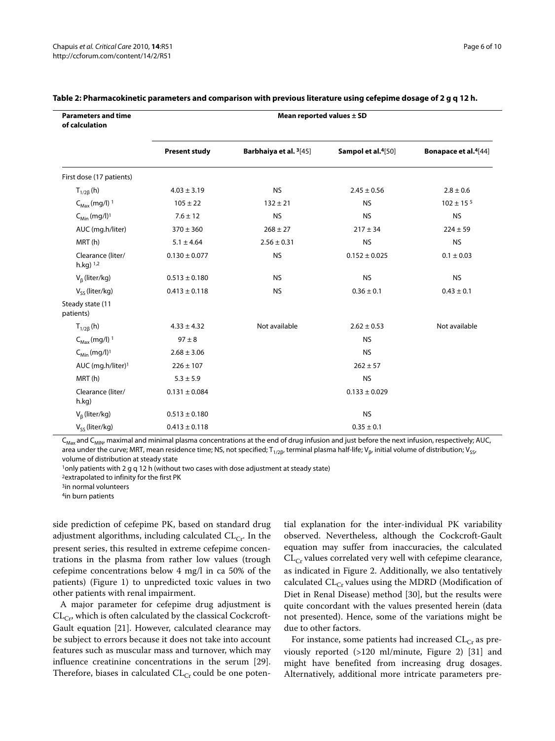**Table 2: Pharmacokinetic parameters and comparison with previous literature using cefepime dosage of 2 g q 12 h.**

| Parameters and time of calculation | Mean reported values ± SD | | | |
|---|---|---|---|---|
| | Present study | Barbhaiya et al. [3] [45] | Sampol et al. [4] [50] | Bonapace et al. [4] [44] |
| First dose (17 patients) | | | | |
| $T_{1/2\beta}$ (h) | 4.03 ± 3.19 | NS | 2.45 ± 0.56 | 2.8 ± 0.6 |
| $C_{Max}$ (mg/l) [1] | 105 ± 22 | 132 ± 21 | NS | 102 ± 15 [5] |
| $C_{Min}$ (mg/l) [1] | 7.6 ± 12 | NS | NS | NS |
| AUC (mg.h/liter) | 370 ± 360 | 268 ± 27 | 217 ± 34 | 224 ± 59 |
| MRT (h) | 5.1 ± 4.64 | 2.56 ± 0.31 | NS | NS |
| Clearance (liter/h.kg) [1,2] | 0.130 ± 0.077 | NS | 0.152 ± 0.025 | 0.1 ± 0.03 |
| $V_{\beta}$ (liter/kg) | 0.513 ± 0.180 | NS | NS | NS |
| $V_{SS}$ (liter/kg) | 0.413 ± 0.118 | NS | 0.36 ± 0.1 | 0.43 ± 0.1 |
| Steady state (11 patients) | | | | |
| $T_{1/2\beta}$ (h) | 4.33 ± 4.32 | Not available | 2.62 ± 0.53 | Not available |
| $C_{Max}$ (mg/l) [1] | 97 ± 8 | | NS | |
| $C_{Min}$ (mg/l) [1] | 2.68 ± 3.06 | | NS | |
| AUC (mg.h/liter) [1] | 226 ± 107 | | 262 ± 57 | |
| MRT (h) | 5.3 ± 5.9 | | NS | |
| Clearance (liter/h.kg) | 0.131 ± 0.084 | | 0.133 ± 0.029 | |
| $V_{\beta}$ (liter/kg) | 0.513 ± 0.180 | | NS | |
| $V_{SS}$ (liter/kg) | 0.413 ± 0.118 | | 0.35 ± 0.1 | |

$C_{Max}$ and $C_{MIN}$, maximal and minimal plasma concentrations at the end of drug infusion and just before the next infusion, respectively; AUC, area under the curve; MRT, mean residence time; NS, not specified; $T_{1/2\beta}$, terminal plasma half-life; $V_{\beta}$, initial volume of distribution; $V_{SS}$, volume of distribution at steady state

[1] only patients with 2 g q 12 h (without two cases with dose adjustment at steady state)

[2] extrapolated to infinity for the first PK

[3] in normal volunteers

[4] in burn patients

side prediction of cefepime PK, based on standard drug adjustment algorithms, including calculated $CL_{Cr}$. In the present series, this resulted in extreme cefepime concentrations in the plasma from rather low values (trough cefepime concentrations below 4 mg/l in ca 50% of the patients) (Figure 1) to unpredicted toxic values in two other patients with renal impairment.

A major parameter for cefepime drug adjustment is $CL_{Cr}$, which is often calculated by the classical Cockcroft-Gault equation [21]. However, calculated clearance may be subject to errors because it does not take into account features such as muscular mass and turnover, which may influence creatinine concentrations in the serum [29]. Therefore, biases in calculated $CL_{Cr}$ could be one potential explanation for the inter-individual PK variability observed. Nevertheless, although the Cockcroft-Gault equation may suffer from inaccuracies, the calculated $CL_{Cr}$ values correlated very well with cefepime clearance, as indicated in Figure 2. Additionally, we also tentatively calculated $CL_{Cr}$ values using the MDRD (Modification of Diet in Renal Disease) method [30], but the results were quite concordant with the values presented herein (data not presented). Hence, some of the variations might be due to other factors.

For instance, some patients had increased $CL_{Cr}$ as previously reported (>120 ml/minute, Figure 2) [31] and might have benefited from increasing drug dosages. Alternatively, additional more intricate parameters pre-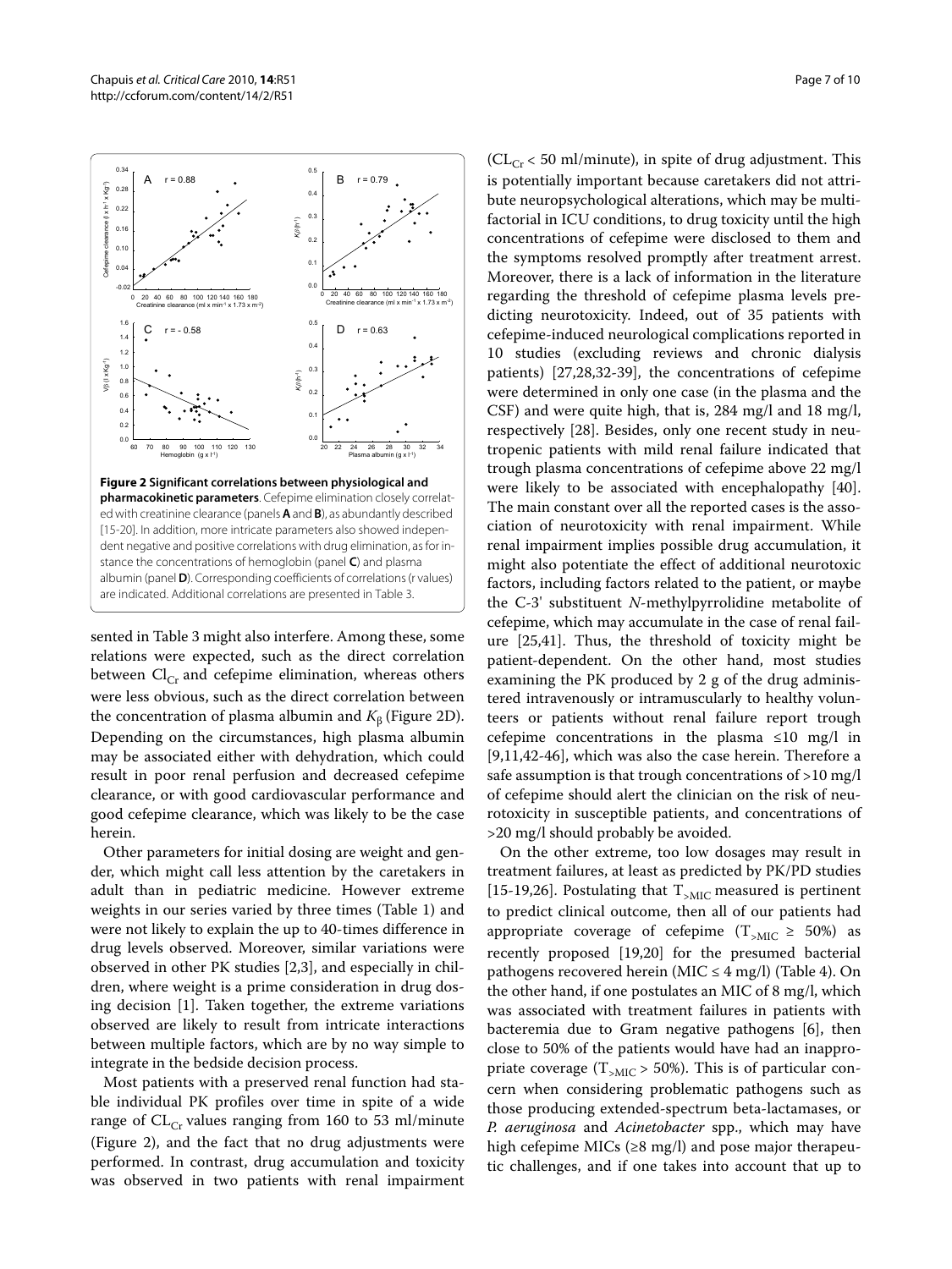**Figure 2 Significant correlations between physiological and pharmacokinetic parameters**. Cefepime elimination closely correlated with creatinine clearance (panels **A** and **B**), as abundantly described [15-20]. In addition, more intricate parameters also showed independent negative and positive correlations with drug elimination, as for instance the concentrations of hemoglobin (panel **C**) and plasma albumin (panel **D**). Corresponding coefficients of correlations (r values) are indicated. Additional correlations are presented in Table 3.

sented in Table 3 might also interfere. Among these, some relations were expected, such as the direct correlation between $Cl_{Cr}$ and cefepime elimination, whereas others were less obvious, such as the direct correlation between the concentration of plasma albumin and $K_{\beta}$ (Figure 2D). Depending on the circumstances, high plasma albumin may be associated either with dehydration, which could result in poor renal perfusion and decreased cefepime clearance, or with good cardiovascular performance and good cefepime clearance, which was likely to be the case herein.

Other parameters for initial dosing are weight and gender, which might call less attention by the caretakers in adult than in pediatric medicine. However extreme weights in our series varied by three times (Table 1) and were not likely to explain the up to 40-times difference in drug levels observed. Moreover, similar variations were observed in other PK studies [2,3], and especially in children, where weight is a prime consideration in drug dosing decision [1]. Taken together, the extreme variations observed are likely to result from intricate interactions between multiple factors, which are by no way simple to integrate in the bedside decision process.

Most patients with a preserved renal function had stable individual PK profiles over time in spite of a wide range of $CL_{Cr}$ values ranging from 160 to 53 ml/minute (Figure 2), and the fact that no drug adjustments were performed. In contrast, drug accumulation and toxicity was observed in two patients with renal impairment ($CL_{Cr}$ < 50 ml/minute), in spite of drug adjustment. This is potentially important because caretakers did not attribute neuropsychological alterations, which may be multifactorial in ICU conditions, to drug toxicity until the high concentrations of cefepime were disclosed to them and the symptoms resolved promptly after treatment arrest. Moreover, there is a lack of information in the literature regarding the threshold of cefepime plasma levels predicting neurotoxicity. Indeed, out of 35 patients with cefepime-induced neurological complications reported in 10 studies (excluding reviews and chronic dialysis patients) [27,28,32-39], the concentrations of cefepime were determined in only one case (in the plasma and the CSF) and were quite high, that is, 284 mg/l and 18 mg/l, respectively [28]. Besides, only one recent study in neutropenic patients with mild renal failure indicated that trough plasma concentrations of cefepime above 22 mg/l were likely to be associated with encephalopathy [40]. The main constant over all the reported cases is the association of neurotoxicity with renal impairment. While renal impairment implies possible drug accumulation, it might also potentiate the effect of additional neurotoxic factors, including factors related to the patient, or maybe the C-3' substituent *N*-methylpyrrolidine metabolite of cefepime, which may accumulate in the case of renal failure [25,41]. Thus, the threshold of toxicity might be patient-dependent. On the other hand, most studies examining the PK produced by 2 g of the drug administered intravenously or intramuscularly to healthy volunteers or patients without renal failure report trough cefepime concentrations in the plasma ≤10 mg/l in [9,11,42-46], which was also the case herein. Therefore a safe assumption is that trough concentrations of >10 mg/l of cefepime should alert the clinician on the risk of neurotoxicity in susceptible patients, and concentrations of >20 mg/l should probably be avoided.

On the other extreme, too low dosages may result in treatment failures, at least as predicted by PK/PD studies [15-19,26]. Postulating that $T_{>MIC}$ measured is pertinent to predict clinical outcome, then all of our patients had appropriate coverage of cefepime ($T_{>MIC}$ ≥ 50%) as recently proposed [19,20] for the presumed bacterial pathogens recovered herein (MIC ≤ 4 mg/l) (Table 4). On the other hand, if one postulates an MIC of 8 mg/l, which was associated with treatment failures in patients with bacteremia due to Gram negative pathogens [6], then close to 50% of the patients would have had an inappropriate coverage ($T_{>MIC}$ > 50%). This is of particular concern when considering problematic pathogens such as those producing extended-spectrum beta-lactamases, or *P. aeruginosa* and *Acinetobacter* spp., which may have high cefepime MICs (≥8 mg/l) and pose major therapeutic challenges, and if one takes into account that up to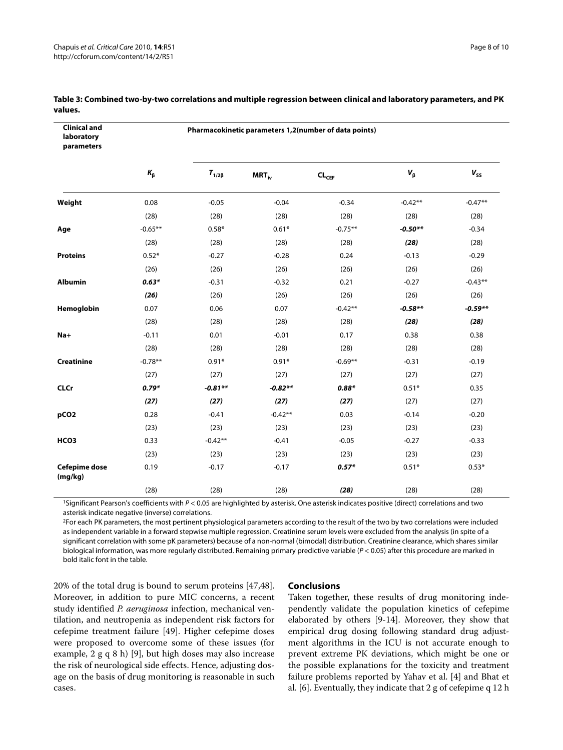**Table 3: Combined two-by-two correlations and multiple regression between clinical and laboratory parameters, and PK values.**

| Clinical and laboratory parameters | Pharmacokinetic parameters 1,2(number of data points) | | | | | |
|---|---|---|---|---|---|---|
| | $K_\beta$ | $T_{1/2\beta}$ | $MRT_{iv}$ | $CL_{CEF}$ | $V_\beta$ | $V_{SS}$ |
| **Weight** | 0.08 | -0.05 | -0.04 | -0.34 | -0.42** | -0.47** |
| | (28) | (28) | (28) | (28) | (28) | (28) |
| **Age** | -0.65** | 0.58* | 0.61* | -0.75** | ***-0.50**** | -0.34 |
| | (28) | (28) | (28) | (28) | ***(28)*** | (28) |
| **Proteins** | 0.52* | -0.27 | -0.28 | 0.24 | -0.13 | -0.29 |
| | (26) | (26) | (26) | (26) | (26) | (26) |
| **Albumin** | ***0.63**** | -0.31 | -0.32 | 0.21 | -0.27 | -0.43** |
| | ***(26)*** | (26) | (26) | (26) | (26) | (26) |
| **Hemoglobin** | 0.07 | 0.06 | 0.07 | -0.42** | ***-0.58**** | ***-0.59**** |
| | (28) | (28) | (28) | (28) | ***(28)*** | ***(28)*** |
| **Na+** | -0.11 | 0.01 | -0.01 | 0.17 | 0.38 | 0.38 |
| | (28) | (28) | (28) | (28) | (28) | (28) |
| **Creatinine** | -0.78** | 0.91* | 0.91* | -0.69** | -0.31 | -0.19 |
| | (27) | (27) | (27) | (27) | (27) | (27) |
| **CLCr** | ***0.79**** | ***-0.81**** | ***-0.82**** | ***0.88**** | 0.51* | 0.35 |
| | ***(27)*** | ***(27)*** | ***(27)*** | ***(27)*** | (27) | (27) |
| **pCO2** | 0.28 | -0.41 | -0.42** | 0.03 | -0.14 | -0.20 |
| | (23) | (23) | (23) | (23) | (23) | (23) |
| **HCO3** | 0.33 | -0.42** | -0.41 | -0.05 | -0.27 | -0.33 |
| | (23) | (23) | (23) | (23) | (23) | (23) |
| **Cefepime dose (mg/kg)** | 0.19 | -0.17 | -0.17 | ***0.57**** | 0.51* | 0.53* |
| | (28) | (28) | (28) | ***(28)*** | (28) | (28) |

[1]Significant Pearson's coefficients with $P < 0.05$ are highlighted by asterisk. One asterisk indicates positive (direct) correlations and two asterisk indicate negative (inverse) correlations.

[2]For each PK parameters, the most pertinent physiological parameters according to the result of the two by two correlations were included as independent variable in a forward stepwise multiple regression. Creatinine serum levels were excluded from the analysis (in spite of a significant correlation with some pK parameters) because of a non-normal (bimodal) distribution. Creatinine clearance, which shares similar biological information, was more regularly distributed. Remaining primary predictive variable ($P < 0.05$) after this procedure are marked in bold italic font in the table.

20% of the total drug is bound to serum proteins [47,48]. Moreover, in addition to pure MIC concerns, a recent study identified *P. aeruginosa* infection, mechanical ventilation, and neutropenia as independent risk factors for cefepime treatment failure [49]. Higher cefepime doses were proposed to overcome some of these issues (for example, 2 g q 8 h) [9], but high doses may also increase the risk of neurological side effects. Hence, adjusting dosage on the basis of drug monitoring is reasonable in such cases.

## Conclusions

Taken together, these results of drug monitoring independently validate the population kinetics of cefepime elaborated by others [9-14]. Moreover, they show that empirical drug dosing following standard drug adjustment algorithms in the ICU is not accurate enough to prevent extreme PK deviations, which might be one or the possible explanations for the toxicity and treatment failure problems reported by Yahav et al. [4] and Bhat et al. [6]. Eventually, they indicate that 2 g of cefepime q 12 h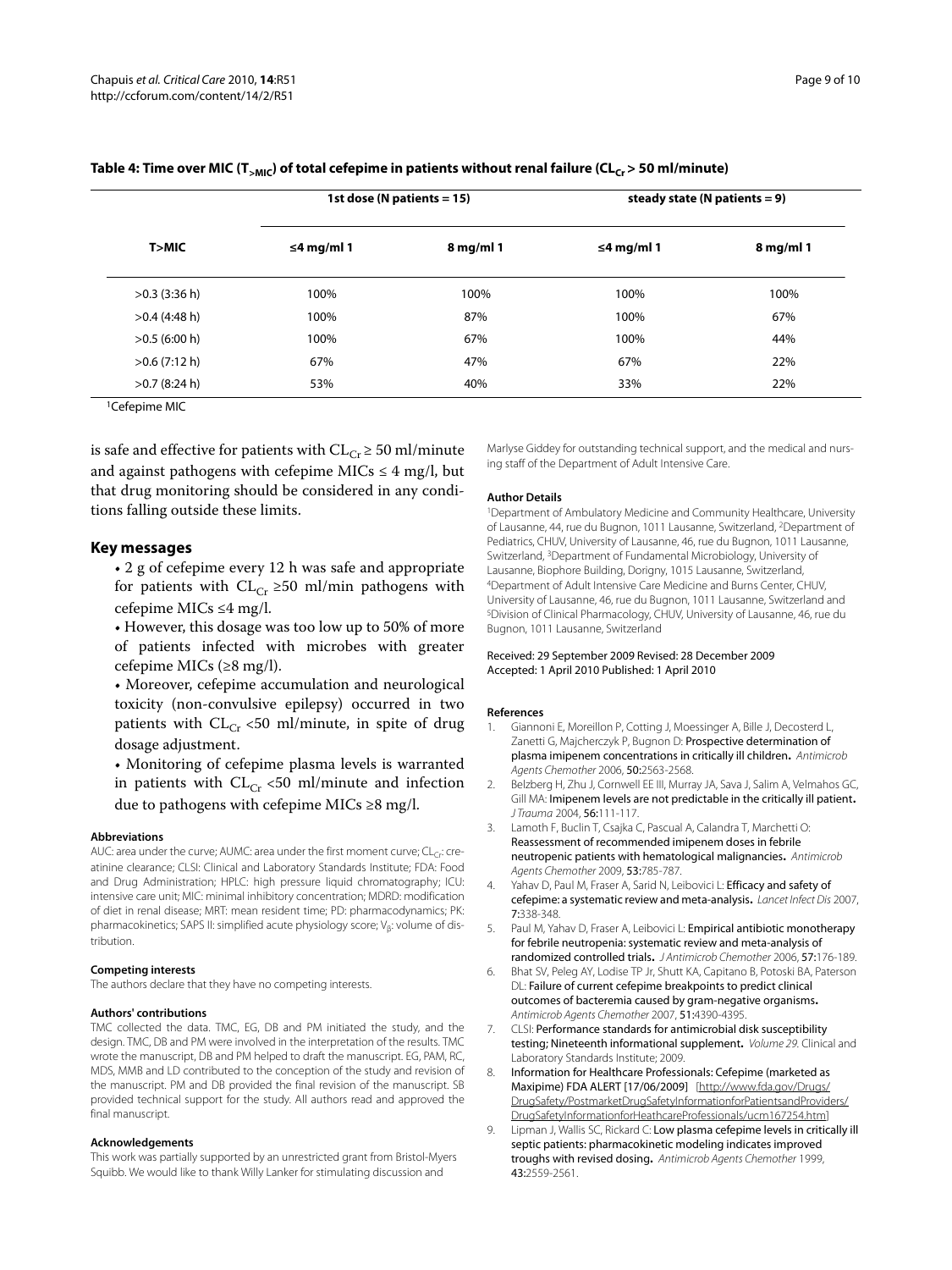**Table 4: Time over MIC ($T_{>MIC}$) of total cefepime in patients without renal failure ($CL_{Cr}$ > 50 ml/minute)**

| T>MIC | 1st dose (N patients = 15) | | steady state (N patients = 9) | |
|---|---|---|---|---|
| | ≤4 mg/ml 1 | 8 mg/ml 1 | ≤4 mg/ml 1 | 8 mg/ml 1 |
| >0.3 (3:36 h) | 100% | 100% | 100% | 100% |
| >0.4 (4:48 h) | 100% | 87% | 100% | 67% |
| >0.5 (6:00 h) | 100% | 67% | 100% | 44% |
| >0.6 (7:12 h) | 67% | 47% | 67% | 22% |
| >0.7 (8:24 h) | 53% | 40% | 33% | 22% |

[1]Cefepime MIC

is safe and effective for patients with $CL_{Cr}$ ≥ 50 ml/minute and against pathogens with cefepime MICs ≤ 4 mg/l, but that drug monitoring should be considered in any conditions falling outside these limits.

## Key messages

- 2 g of cefepime every 12 h was safe and appropriate for patients with $CL_{Cr}$ ≥50 ml/min pathogens with cefepime MICs ≤4 mg/l.
- However, this dosage was too low up to 50% of more of patients infected with microbes with greater cefepime MICs (≥8 mg/l).
- Moreover, cefepime accumulation and neurological toxicity (non-convulsive epilepsy) occurred in two patients with $CL_{Cr}$ <50 ml/minute, in spite of drug dosage adjustment.
- Monitoring of cefepime plasma levels is warranted in patients with $CL_{Cr}$ <50 ml/minute and infection due to pathogens with cefepime MICs ≥8 mg/l.

#### Abbreviations

AUC: area under the curve; AUMC: area under the first moment curve; $CL_{Cr}$: creatinine clearance; CLSI: Clinical and Laboratory Standards Institute; FDA: Food and Drug Administration; HPLC: high pressure liquid chromatography; ICU: intensive care unit; MIC: minimal inhibitory concentration; MDRD: modification of diet in renal disease; MRT: mean resident time; PD: pharmacodynamics; PK: pharmacokinetics; SAPS II: simplified acute physiology score; $V_{\beta}$: volume of distribution.

#### Competing interests

The authors declare that they have no competing interests.

#### Authors' contributions

TMC collected the data. TMC, EG, DB and PM initiated the study, and the design. TMC, DB and PM were involved in the interpretation of the results. TMC wrote the manuscript, DB and PM helped to draft the manuscript. EG, PAM, RC, MDS, MMB and LD contributed to the conception of the study and revision of the manuscript. PM and DB provided the final revision of the manuscript. SB provided technical support for the study. All authors read and approved the final manuscript.

#### Acknowledgements

This work was partially supported by an unrestricted grant from Bristol-Myers Squibb. We would like to thank Willy Lanker for stimulating discussion and Marlyse Giddey for outstanding technical support, and the medical and nursing staff of the Department of Adult Intensive Care.

#### Author Details

[1]Department of Ambulatory Medicine and Community Healthcare, University of Lausanne, 44, rue du Bugnon, 1011 Lausanne, Switzerland, [2]Department of Pediatrics, CHUV, University of Lausanne, 46, rue du Bugnon, 1011 Lausanne, Switzerland, [3]Department of Fundamental Microbiology, University of Lausanne, Biophore Building, Dorigny, 1015 Lausanne, Switzerland, [4]Department of Adult Intensive Care Medicine and Burns Center, CHUV, University of Lausanne, 46, rue du Bugnon, 1011 Lausanne, Switzerland and [5]Division of Clinical Pharmacology, CHUV, University of Lausanne, 46, rue du Bugnon, 1011 Lausanne, Switzerland

Received: 29 September 2009 Revised: 28 December 2009
Accepted: 1 April 2010 Published: 1 April 2010

#### References

1. Giannoni E, Moreillon P, Cotting J, Moessinger A, Bille J, Decosterd L, Zanetti G, Majcherczyk P, Bugnon D: **Prospective determination of plasma imipenem concentrations in critically ill children.** *Antimicrob Agents Chemother* 2006, **50:**2563-2568.
2. Belzberg H, Zhu J, Cornwell EE III, Murray JA, Sava J, Salim A, Velmahos GC, Gill MA: **Imipenem levels are not predictable in the critically ill patient.** *J Trauma* 2004, **56:**111-117.
3. Lamoth F, Buclin T, Csajka C, Pascual A, Calandra T, Marchetti O: **Reassessment of recommended imipenem doses in febrile neutropenic patients with hematological malignancies.** *Antimicrob Agents Chemother* 2009, **53:**785-787.
4. Yahav D, Paul M, Fraser A, Sarid N, Leibovici L: **Efficacy and safety of cefepime: a systematic review and meta-analysis.** *Lancet Infect Dis* 2007, **7:**338-348.
5. Paul M, Yahav D, Fraser A, Leibovici L: **Empirical antibiotic monotherapy for febrile neutropenia: systematic review and meta-analysis of randomized controlled trials.** *J Antimicrob Chemother* 2006, **57:**176-189.
6. Bhat SV, Peleg AY, Lodise TP Jr, Shutt KA, Capitano B, Potoski BA, Paterson DL: **Failure of current cefepime breakpoints to predict clinical outcomes of bacteremia caused by gram-negative organisms.** *Antimicrob Agents Chemother* 2007, **51:**4390-4395.
7. CLSI: **Performance standards for antimicrobial disk susceptibility testing; Nineteenth informational supplement.** *Volume 29*. Clinical and Laboratory Standards Institute; 2009.
8. **Information for Healthcare Professionals: Cefepime (marketed as Maxipime) FDA ALERT [17/06/2009]** [http://www.fda.gov/Drugs/DrugSafety/PostmarketDrugSafetyInformationforPatientsandProviders/DrugSafetyInformationforHeathcareProfessionals/ucm167254.htm]
9. Lipman J, Wallis SC, Rickard C: **Low plasma cefepime levels in critically ill septic patients: pharmacokinetic modeling indicates improved troughs with revised dosing.** *Antimicrob Agents Chemother* 1999, **43:**2559-2561.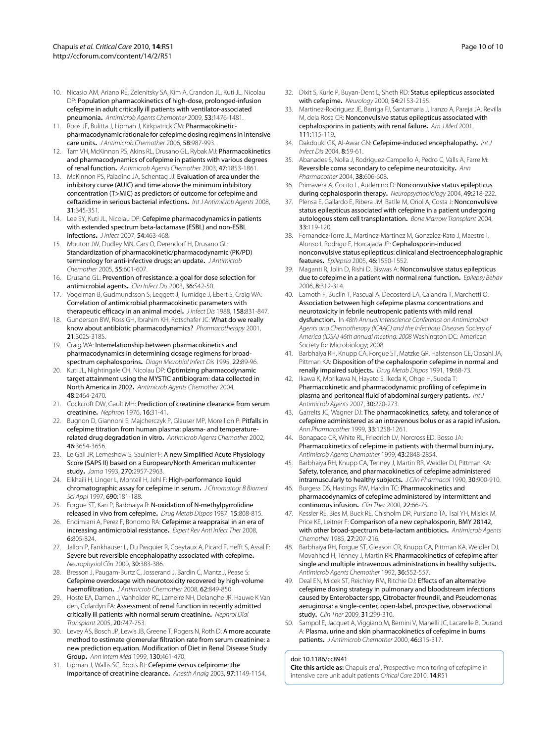10. Nicasio AM, Ariano RE, Zelenitsky SA, Kim A, Crandon JL, Kuti JL, Nicolau DP: **Population pharmacokinetics of high-dose, prolonged-infusion cefepime in adult critically ill patients with ventilator-associated pneumonia.** *Antimicrob Agents Chemother* 2009, **53:**1476-1481.
11. Roos JF, Bulitta J, Lipman J, Kirkpatrick CM: **Pharmacokinetic-pharmacodynamic rationale for cefepime dosing regimens in intensive care units.** *J Antimicrob Chemother* 2006, **58:**987-993.
12. Tam VH, McKinnon PS, Akins RL, Drusano GL, Rybak MJ: **Pharmacokinetics and pharmacodynamics of cefepime in patients with various degrees of renal function.** *Antimicrob Agents Chemother* 2003, **47:**1853-1861.
13. McKinnon PS, Paladino JA, Schentag JJ: **Evaluation of area under the inhibitory curve (AUIC) and time above the minimum inhibitory concentration (T>MIC) as predictors of outcome for cefepime and ceftazidime in serious bacterial infections.** *Int J Antimicrob Agents* 2008, **31:**345-351.
14. Lee SY, Kuti JL, Nicolau DP: **Cefepime pharmacodynamics in patients with extended spectrum beta-lactamase (ESBL) and non-ESBL infections.** *J Infect* 2007, **54:**463-468.
15. Mouton JW, Dudley MN, Cars O, Derendorf H, Drusano GL: **Standardization of pharmacokinetic/pharmacodynamic (PK/PD) terminology for anti-infective drugs: an update.** *J Antimicrob Chemother* 2005, **55:**601-607.
16. Drusano GL: **Prevention of resistance: a goal for dose selection for antimicrobial agents.** *Clin Infect Dis* 2003, **36:**S42-50.
17. Vogelman B, Gudmundsson S, Leggett J, Turnidge J, Ebert S, Craig WA: **Correlation of antimicrobial pharmacokinetic parameters with therapeutic efficacy in an animal model.** *J Infect Dis* 1988, **158:**831-847.
18. Gunderson BW, Ross GH, Ibrahim KH, Rotschafer JC: **What do we really know about antibiotic pharmacodynamics?** *Pharmacotherapy* 2001, **21:**302S-318S.
19. Craig WA: **Interrelationship between pharmacokinetics and pharmacodynamics in determining dosage regimens for broad-spectrum cephalosporins.** *Diagn Microbiol Infect Dis* 1995, **22:**89-96.
20. Kuti JL, Nightingale CH, Nicolau DP: **Optimizing pharmacodynamic target attainment using the MYSTIC antibiogram: data collected in North America in 2002.** *Antimicrob Agents Chemother* 2004, **48:**2464-2470.
21. Cockcroft DW, Gault MH: **Prediction of creatinine clearance from serum creatinine.** *Nephron* 1976, **16:**31-41.
22. Bugnon D, Giannoni E, Majcherczyk P, Glauser MP, Moreillon P: **Pitfalls in cefepime titration from human plasma: plasma- and temperature-related drug degradation in vitro.** *Antimicrob Agents Chemother* 2002, **46:**3654-3656.
23. Le Gall JR, Lemeshow S, Saulnier F: **A new Simplified Acute Physiology Score (SAPS II) based on a European/North American multicenter study.** *Jama* 1993, **270:**2957-2963.
24. Elkhaili H, Linger L, Monteil H, Jehl F: **High-performance liquid chromatographic assay for cefepime in serum.** *J Chromatogr B Biomed Sci Appl* 1997, **690:**181-188.
25. Forgue ST, Kari P, Barbhaiya R: **N-oxidation of N-methylpyrrolidine released in vivo from cefepime.** *Drug Metab Dispos* 1987, **15:**808-815.
26. Endimiani A, Perez F, Bonomo RA: **Cefepime: a reappraisal in an era of increasing antimicrobial resistance.** *Expert Rev Anti Infect Ther* 2008, **6:**805-824.
27. Jallon P, Fankhauser L, Du Pasquier R, Coeytaux A, Picard F, Hefft S, Assal F: **Severe but reversible encephalopathy associated with cefepime.** *Neurophysiol Clin* 2000, **30:**383-386.
28. Bresson J, Paugam-Burtz C, Josserand J, Bardin C, Mantz J, Pease S: **Cefepime overdosage with neurotoxicity recovered by high-volume haemofiltration.** *J Antimicrob Chemother* 2008, **62:**849-850.
29. Hoste EA, Damen J, Vanholder RC, Lameire NH, Delanghe JR, Hauwe K Van den, Colardyn FA: **Assessment of renal function in recently admitted critically ill patients with normal serum creatinine.** *Nephrol Dial Transplant* 2005, **20:**747-753.
30. Levey AS, Bosch JP, Lewis JB, Greene T, Rogers N, Roth D: **A more accurate method to estimate glomerular filtration rate from serum creatinine: a new prediction equation. Modification of Diet in Renal Disease Study Group.** *Ann Intern Med* 1999, **130:**461-470.
31. Lipman J, Wallis SC, Boots RJ: **Cefepime versus cefpirome: the importance of creatinine clearance.** *Anesth Analg* 2003, **97:**1149-1154.
32. Dixit S, Kurle P, Buyan-Dent L, Sheth RD: **Status epilepticus associated with cefepime.** *Neurology* 2000, **54:**2153-2155.
33. Martinez-Rodriguez JE, Barriga FJ, Santamaria J, Iranzo A, Pareja JA, Revilla M, dela Rosa CR: **Nonconvulsive status epilepticus associated with cephalosporins in patients with renal failure.** *Am J Med* 2001, **111:**115-119.
34. Dakdouki GK, Al-Awar GN: **Cefepime-induced encephalopathy.** *Int J Infect Dis* 2004, **8:**59-61.
35. Abanades S, Nolla J, Rodriguez-Campello A, Pedro C, Valls A, Farre M: **Reversible coma secondary to cefepime neurotoxicity.** *Ann Pharmacother* 2004, **38:**606-608.
36. Primavera A, Cocito L, Audenino D: **Nonconvulsive status epilepticus during cephalosporin therapy.** *Neuropsychobiology* 2004, **49:**218-222.
37. Plensa E, Gallardo E, Ribera JM, Batlle M, Oriol A, Costa J: **Nonconvulsive status epilepticus associated with cefepime in a patient undergoing autologous stem cell transplantation.** *Bone Marrow Transplant* 2004, **33:**119-120.
38. Fernandez-Torre JL, Martinez-Martinez M, Gonzalez-Rato J, Maestro I, Alonso I, Rodrigo E, Horcajada JP: **Cephalosporin-induced nonconvulsive status epilepticus: clinical and electroencephalographic features.** *Epilepsia* 2005, **46:**1550-1552.
39. Maganti R, Jolin D, Rishi D, Biswas A: **Nonconvulsive status epilepticus due to cefepime in a patient with normal renal function.** *Epilepsy Behav* 2006, **8:**312-314.
40. Lamoth F, Buclin T, Pascual A, Decosterd LA, Calandra T, Marchetti O: **Association between high cefepime plasma concentrations and neurotoxicity in febrile neutropenic patients with mild renal dysfunction.** In *48th Annual Interscience Conference on Antimicrobial Agents and Chemotherapy (ICAAC) and the Infectious Diseases Society of America (IDSA) 46th annual meeting: 2008* Washington DC: American Society for Microbiology; 2008.
41. Barbhaiya RH, Knupp CA, Forgue ST, Matzke GR, Halstenson CE, Opsahl JA, Pittman KA: **Disposition of the cephalosporin cefepime in normal and renally impaired subjects.** *Drug Metab Dispos* 1991, **19:**68-73.
42. Ikawa K, Morikawa N, Hayato S, Ikeda K, Ohge H, Sueda T: **Pharmacokinetic and pharmacodynamic profiling of cefepime in plasma and peritoneal fluid of abdominal surgery patients.** *Int J Antimicrob Agents* 2007, **30:**270-273.
43. Garrelts JC, Wagner DJ: **The pharmacokinetics, safety, and tolerance of cefepime administered as an intravenous bolus or as a rapid infusion.** *Ann Pharmacother* 1999, **33:**1258-1261.
44. Bonapace CR, White RL, Friedrich LV, Norcross ED, Bosso JA: **Pharmacokinetics of cefepime in patients with thermal burn injury.** *Antimicrob Agents Chemother* 1999, **43:**2848-2854.
45. Barbhaiya RH, Knupp CA, Tenney J, Martin RR, Weidler DJ, Pittman KA: **Safety, tolerance, and pharmacokinetics of cefepime administered intramuscularly to healthy subjects.** *J Clin Pharmacol* 1990, **30:**900-910.
46. Burgess DS, Hastings RW, Hardin TC: **Pharmacokinetics and pharmacodynamics of cefepime administered by intermittent and continuous infusion.** *Clin Ther* 2000, **22:**66-75.
47. Kessler RE, Bies M, Buck RE, Chisholm DR, Pursiano TA, Tsai YH, Misiek M, Price KE, Leitner F: **Comparison of a new cephalosporin, BMY 28142, with other broad-spectrum beta-lactam antibiotics.** *Antimicrob Agents Chemother* 1985, **27:**207-216.
48. Barbhaiya RH, Forgue ST, Gleason CR, Knupp CA, Pittman KA, Weidler DJ, Movahhed H, Tenney J, Martin RR: **Pharmacokinetics of cefepime after single and multiple intravenous administrations in healthy subjects.** *Antimicrob Agents Chemother* 1992, **36:**552-557.
49. Deal EN, Micek ST, Reichley RM, Ritchie DJ: **Effects of an alternative cefepime dosing strategy in pulmonary and bloodstream infections caused by Enterobacter spp, Citrobacter freundii, and Pseudomonas aeruginosa: a single-center, open-label, prospective, observational study.** *Clin Ther* 2009, **31:**299-310.
50. Sampol E, Jacquet A, Viggiano M, Bernini V, Manelli JC, Lacarelle B, Durand A: **Plasma, urine and skin pharmacokinetics of cefepime in burns patients.** *J Antimicrob Chemother* 2000, **46:**315-317.

doi: 10.1186/cc8941

**Cite this article as:** Chapuis *et al.*, Prospective monitoring of cefepime in intensive care unit adult patients *Critical Care* 2010, **14**:R51